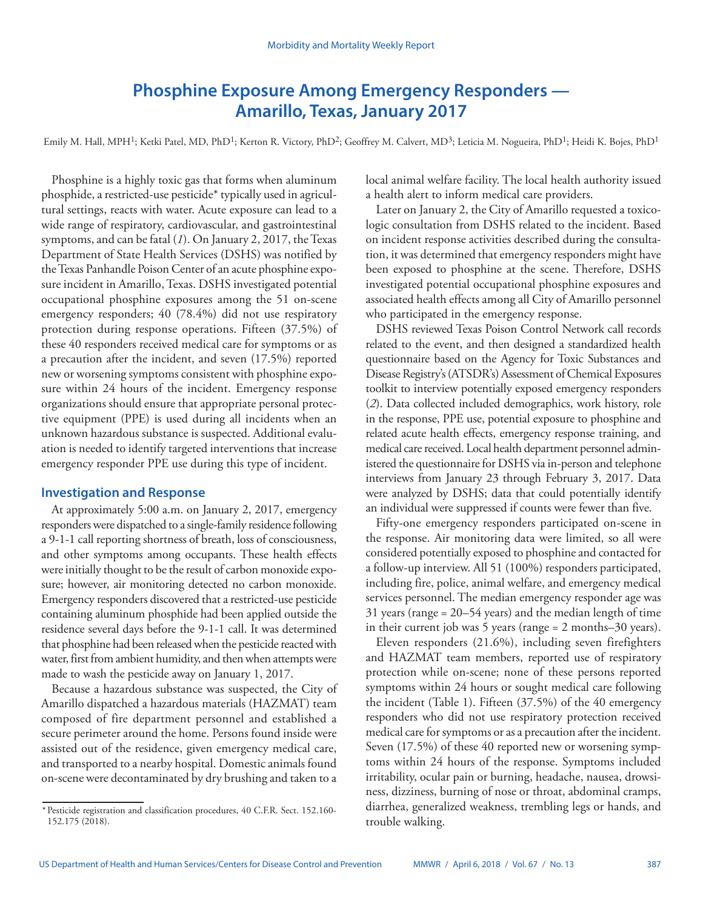# Phosphine Exposure Among Emergency Responders — Amarillo, Texas, January 2017

Emily M. Hall, MPH[1]; Ketki Patel, MD, PhD[1]; Kerton R. Victory, PhD[2]; Geoffrey M. Calvert, MD[3]; Leticia M. Nogueira, PhD[1]; Heidi K. Bojes, PhD[1]

Phosphine is a highly toxic gas that forms when aluminum phosphide, a restricted-use pesticide* typically used in agricultural settings, reacts with water. Acute exposure can lead to a wide range of respiratory, cardiovascular, and gastrointestinal symptoms, and can be fatal (*1*). On January 2, 2017, the Texas Department of State Health Services (DSHS) was notified by the Texas Panhandle Poison Center of an acute phosphine exposure incident in Amarillo, Texas. DSHS investigated potential occupational phosphine exposures among the 51 on-scene emergency responders; 40 (78.4%) did not use respiratory protection during response operations. Fifteen (37.5%) of these 40 responders received medical care for symptoms or as a precaution after the incident, and seven (17.5%) reported new or worsening symptoms consistent with phosphine exposure within 24 hours of the incident. Emergency response organizations should ensure that appropriate personal protective equipment (PPE) is used during all incidents when an unknown hazardous substance is suspected. Additional evaluation is needed to identify targeted interventions that increase emergency responder PPE use during this type of incident.

## Investigation and Response

At approximately 5:00 a.m. on January 2, 2017, emergency responders were dispatched to a single-family residence following a 9-1-1 call reporting shortness of breath, loss of consciousness, and other symptoms among occupants. These health effects were initially thought to be the result of carbon monoxide exposure; however, air monitoring detected no carbon monoxide. Emergency responders discovered that a restricted-use pesticide containing aluminum phosphide had been applied outside the residence several days before the 9-1-1 call. It was determined that phosphine had been released when the pesticide reacted with water, first from ambient humidity, and then when attempts were made to wash the pesticide away on January 1, 2017.

Because a hazardous substance was suspected, the City of Amarillo dispatched a hazardous materials (HAZMAT) team composed of fire department personnel and established a secure perimeter around the home. Persons found inside were assisted out of the residence, given emergency medical care, and transported to a nearby hospital. Domestic animals found on-scene were decontaminated by dry brushing and taken to a local animal welfare facility. The local health authority issued a health alert to inform medical care providers.

Later on January 2, the City of Amarillo requested a toxicologic consultation from DSHS related to the incident. Based on incident response activities described during the consultation, it was determined that emergency responders might have been exposed to phosphine at the scene. Therefore, DSHS investigated potential occupational phosphine exposures and associated health effects among all City of Amarillo personnel who participated in the emergency response.

DSHS reviewed Texas Poison Control Network call records related to the event, and then designed a standardized health questionnaire based on the Agency for Toxic Substances and Disease Registry's (ATSDR's) Assessment of Chemical Exposures toolkit to interview potentially exposed emergency responders (*2*). Data collected included demographics, work history, role in the response, PPE use, potential exposure to phosphine and related acute health effects, emergency response training, and medical care received. Local health department personnel administered the questionnaire for DSHS via in-person and telephone interviews from January 23 through February 3, 2017. Data were analyzed by DSHS; data that could potentially identify an individual were suppressed if counts were fewer than five.

Fifty-one emergency responders participated on-scene in the response. Air monitoring data were limited, so all were considered potentially exposed to phosphine and contacted for a follow-up interview. All 51 (100%) responders participated, including fire, police, animal welfare, and emergency medical services personnel. The median emergency responder age was 31 years (range = 20–54 years) and the median length of time in their current job was 5 years (range = 2 months–30 years).

Eleven responders (21.6%), including seven firefighters and HAZMAT team members, reported use of respiratory protection while on-scene; none of these persons reported symptoms within 24 hours or sought medical care following the incident (Table 1). Fifteen (37.5%) of the 40 emergency responders who did not use respiratory protection received medical care for symptoms or as a precaution after the incident. Seven (17.5%) of these 40 reported new or worsening symptoms within 24 hours of the response. Symptoms included irritability, ocular pain or burning, headache, nausea, drowsiness, dizziness, burning of nose or throat, abdominal cramps, diarrhea, generalized weakness, trembling legs or hands, and trouble walking.

\* Pesticide registration and classification procedures, 40 C.F.R. Sect. 152.160-152.175 (2018).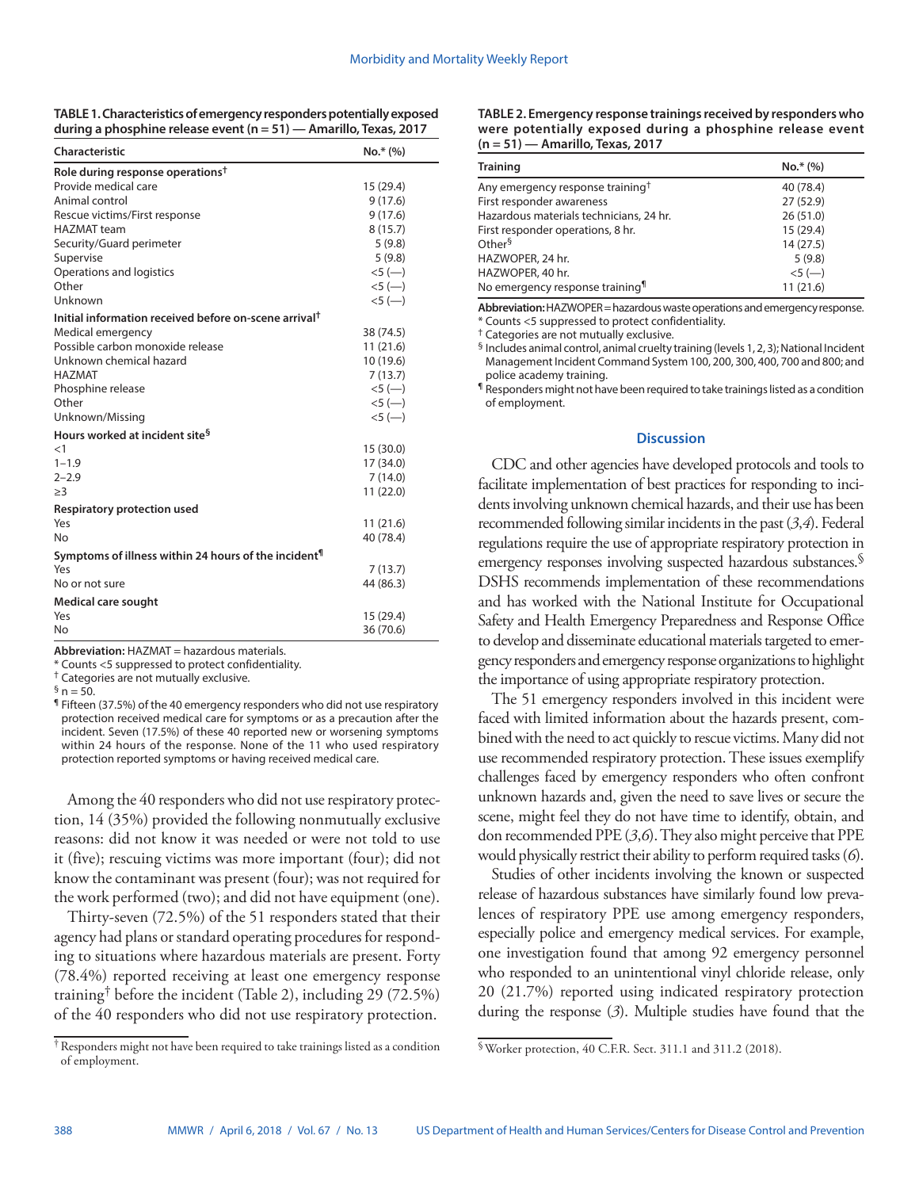**TABLE 1. Characteristics of emergency responders potentially exposed during a phosphine release event (n = 51) — Amarillo, Texas, 2017**

| Characteristic | No.* (%) |
|---|---|
| **Role during response operations**[†] | |
| Provide medical care | 15 (29.4) |
| Animal control | 9 (17.6) |
| Rescue victims/First response | 9 (17.6) |
| HAZMAT team | 8 (15.7) |
| Security/Guard perimeter | 5 (9.8) |
| Supervise | 5 (9.8) |
| Operations and logistics | <5 (—) |
| Other | <5 (—) |
| Unknown | <5 (—) |
| **Initial information received before on-scene arrival**[†] | |
| Medical emergency | 38 (74.5) |
| Possible carbon monoxide release | 11 (21.6) |
| Unknown chemical hazard | 10 (19.6) |
| HAZMAT | 7 (13.7) |
| Phosphine release | <5 (—) |
| Other | <5 (—) |
| Unknown/Missing | <5 (—) |
| **Hours worked at incident site**[§] | |
| <1 | 15 (30.0) |
| 1–1.9 | 17 (34.0) |
| 2–2.9 | 7 (14.0) |
| ≥3 | 11 (22.0) |
| **Respiratory protection used** | |
| Yes | 11 (21.6) |
| No | 40 (78.4) |
| **Symptoms of illness within 24 hours of the incident**[¶] | |
| Yes | 7 (13.7) |
| No or not sure | 44 (86.3) |
| **Medical care sought** | |
| Yes | 15 (29.4) |
| No | 36 (70.6) |

**Abbreviation:** HAZMAT = hazardous materials.
* Counts <5 suppressed to protect confidentiality.
† Categories are not mutually exclusive.
§ n = 50.
¶ Fifteen (37.5%) of the 40 emergency responders who did not use respiratory protection received medical care for symptoms or as a precaution after the incident. Seven (17.5%) of these 40 reported new or worsening symptoms within 24 hours of the response. None of the 11 who used respiratory protection reported symptoms or having received medical care.

Among the 40 responders who did not use respiratory protection, 14 (35%) provided the following nonmutually exclusive reasons: did not know it was needed or were not told to use it (five); rescuing victims was more important (four); did not know the contaminant was present (four); was not required for the work performed (two); and did not have equipment (one).

Thirty-seven (72.5%) of the 51 responders stated that their agency had plans or standard operating procedures for responding to situations where hazardous materials are present. Forty (78.4%) reported receiving at least one emergency response training[†] before the incident (Table 2), including 29 (72.5%) of the 40 responders who did not use respiratory protection.

† Responders might not have been required to take trainings listed as a condition of employment.

**TABLE 2. Emergency response trainings received by responders who were potentially exposed during a phosphine release event (n = 51) — Amarillo, Texas, 2017**

| Training | No.* (%) |
|---|---|
| Any emergency response training[†] | 40 (78.4) |
| First responder awareness | 27 (52.9) |
| Hazardous materials technicians, 24 hr. | 26 (51.0) |
| First responder operations, 8 hr. | 15 (29.4) |
| Other[§] | 14 (27.5) |
| HAZWOPER, 24 hr. | 5 (9.8) |
| HAZWOPER, 40 hr. | <5 (—) |
| No emergency response training[¶] | 11 (21.6) |

**Abbreviation:** HAZWOPER = hazardous waste operations and emergency response.
* Counts <5 suppressed to protect confidentiality.
† Categories are not mutually exclusive.
§ Includes animal control, animal cruelty training (levels 1, 2, 3); National Incident Management Incident Command System 100, 200, 300, 400, 700 and 800; and police academy training.
¶ Responders might not have been required to take trainings listed as a condition of employment.

## Discussion

CDC and other agencies have developed protocols and tools to facilitate implementation of best practices for responding to incidents involving unknown chemical hazards, and their use has been recommended following similar incidents in the past (*3*,*4*). Federal regulations require the use of appropriate respiratory protection in emergency responses involving suspected hazardous substances.[§] DSHS recommends implementation of these recommendations and has worked with the National Institute for Occupational Safety and Health Emergency Preparedness and Response Office to develop and disseminate educational materials targeted to emergency responders and emergency response organizations to highlight the importance of using appropriate respiratory protection.

The 51 emergency responders involved in this incident were faced with limited information about the hazards present, combined with the need to act quickly to rescue victims. Many did not use recommended respiratory protection. These issues exemplify challenges faced by emergency responders who often confront unknown hazards and, given the need to save lives or secure the scene, might feel they do not have time to identify, obtain, and don recommended PPE (*3*,*6*). They also might perceive that PPE would physically restrict their ability to perform required tasks (*6*).

Studies of other incidents involving the known or suspected release of hazardous substances have similarly found low prevalences of respiratory PPE use among emergency responders, especially police and emergency medical services. For example, one investigation found that among 92 emergency personnel who responded to an unintentional vinyl chloride release, only 20 (21.7%) reported using indicated respiratory protection during the response (*3*). Multiple studies have found that the

§ Worker protection, 40 C.F.R. Sect. 311.1 and 311.2 (2018).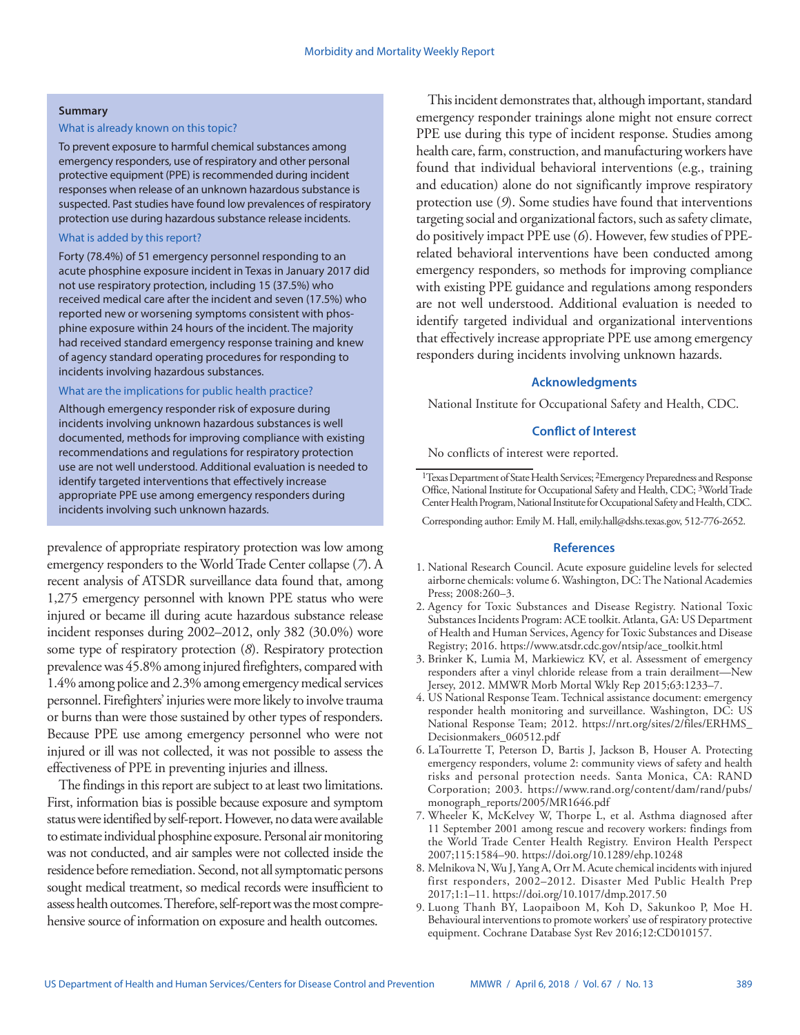**Summary**

What is already known on this topic?

To prevent exposure to harmful chemical substances among emergency responders, use of respiratory and other personal protective equipment (PPE) is recommended during incident responses when release of an unknown hazardous substance is suspected. Past studies have found low prevalences of respiratory protection use during hazardous substance release incidents.

What is added by this report?

Forty (78.4%) of 51 emergency personnel responding to an acute phosphine exposure incident in Texas in January 2017 did not use respiratory protection, including 15 (37.5%) who received medical care after the incident and seven (17.5%) who reported new or worsening symptoms consistent with phosphine exposure within 24 hours of the incident. The majority had received standard emergency response training and knew of agency standard operating procedures for responding to incidents involving hazardous substances.

What are the implications for public health practice?

Although emergency responder risk of exposure during incidents involving unknown hazardous substances is well documented, methods for improving compliance with existing recommendations and regulations for respiratory protection use are not well understood. Additional evaluation is needed to identify targeted interventions that effectively increase appropriate PPE use among emergency responders during incidents involving such unknown hazards.

prevalence of appropriate respiratory protection was low among emergency responders to the World Trade Center collapse (*7*). A recent analysis of ATSDR surveillance data found that, among 1,275 emergency personnel with known PPE status who were injured or became ill during acute hazardous substance release incident responses during 2002–2012, only 382 (30.0%) wore some type of respiratory protection (*8*). Respiratory protection prevalence was 45.8% among injured firefighters, compared with 1.4% among police and 2.3% among emergency medical services personnel. Firefighters' injuries were more likely to involve trauma or burns than were those sustained by other types of responders. Because PPE use among emergency personnel who were not injured or ill was not collected, it was not possible to assess the effectiveness of PPE in preventing injuries and illness.

The findings in this report are subject to at least two limitations. First, information bias is possible because exposure and symptom status were identified by self-report. However, no data were available to estimate individual phosphine exposure. Personal air monitoring was not conducted, and air samples were not collected inside the residence before remediation. Second, not all symptomatic persons sought medical treatment, so medical records were insufficient to assess health outcomes. Therefore, self-report was the most comprehensive source of information on exposure and health outcomes.

This incident demonstrates that, although important, standard emergency responder trainings alone might not ensure correct PPE use during this type of incident response. Studies among health care, farm, construction, and manufacturing workers have found that individual behavioral interventions (e.g., training and education) alone do not significantly improve respiratory protection use (*9*). Some studies have found that interventions targeting social and organizational factors, such as safety climate, do positively impact PPE use (*6*). However, few studies of PPE-related behavioral interventions have been conducted among emergency responders, so methods for improving compliance with existing PPE guidance and regulations among responders are not well understood. Additional evaluation is needed to identify targeted individual and organizational interventions that effectively increase appropriate PPE use among emergency responders during incidents involving unknown hazards.

## Acknowledgments

National Institute for Occupational Safety and Health, CDC.

## Conflict of Interest

No conflicts of interest were reported.

[1]Texas Department of State Health Services; [2]Emergency Preparedness and Response Office, National Institute for Occupational Safety and Health, CDC; [3]World Trade Center Health Program, National Institute for Occupational Safety and Health, CDC.

Corresponding author: Emily M. Hall, emily.hall@dshs.texas.gov, 512-776-2652.

## References

1. National Research Council. Acute exposure guideline levels for selected airborne chemicals: volume 6. Washington, DC: The National Academies Press; 2008:260–3.
2. Agency for Toxic Substances and Disease Registry. National Toxic Substances Incidents Program: ACE toolkit. Atlanta, GA: US Department of Health and Human Services, Agency for Toxic Substances and Disease Registry; 2016. https://www.atsdr.cdc.gov/ntsip/ace_toolkit.html
3. Brinker K, Lumia M, Markiewicz KV, et al. Assessment of emergency responders after a vinyl chloride release from a train derailment—New Jersey, 2012. MMWR Morb Mortal Wkly Rep 2015;63:1233–7.
4. US National Response Team. Technical assistance document: emergency responder health monitoring and surveillance. Washington, DC: US National Response Team; 2012. https://nrt.org/sites/2/files/ERHMS_Decisionmakers_060512.pdf
6. LaTourrette T, Peterson D, Bartis J, Jackson B, Houser A. Protecting emergency responders, volume 2: community views of safety and health risks and personal protection needs. Santa Monica, CA: RAND Corporation; 2003. https://www.rand.org/content/dam/rand/pubs/monograph_reports/2005/MR1646.pdf
7. Wheeler K, McKelvey W, Thorpe L, et al. Asthma diagnosed after 11 September 2001 among rescue and recovery workers: findings from the World Trade Center Health Registry. Environ Health Perspect 2007;115:1584–90. https://doi.org/10.1289/ehp.10248
8. Melnikova N, Wu J, Yang A, Orr M. Acute chemical incidents with injured first responders, 2002–2012. Disaster Med Public Health Prep 2017;1:1–11. https://doi.org/10.1017/dmp.2017.50
9. Luong Thanh BY, Laopaiboon M, Koh D, Sakunkoo P, Moe H. Behavioural interventions to promote workers' use of respiratory protective equipment. Cochrane Database Syst Rev 2016;12:CD010157.